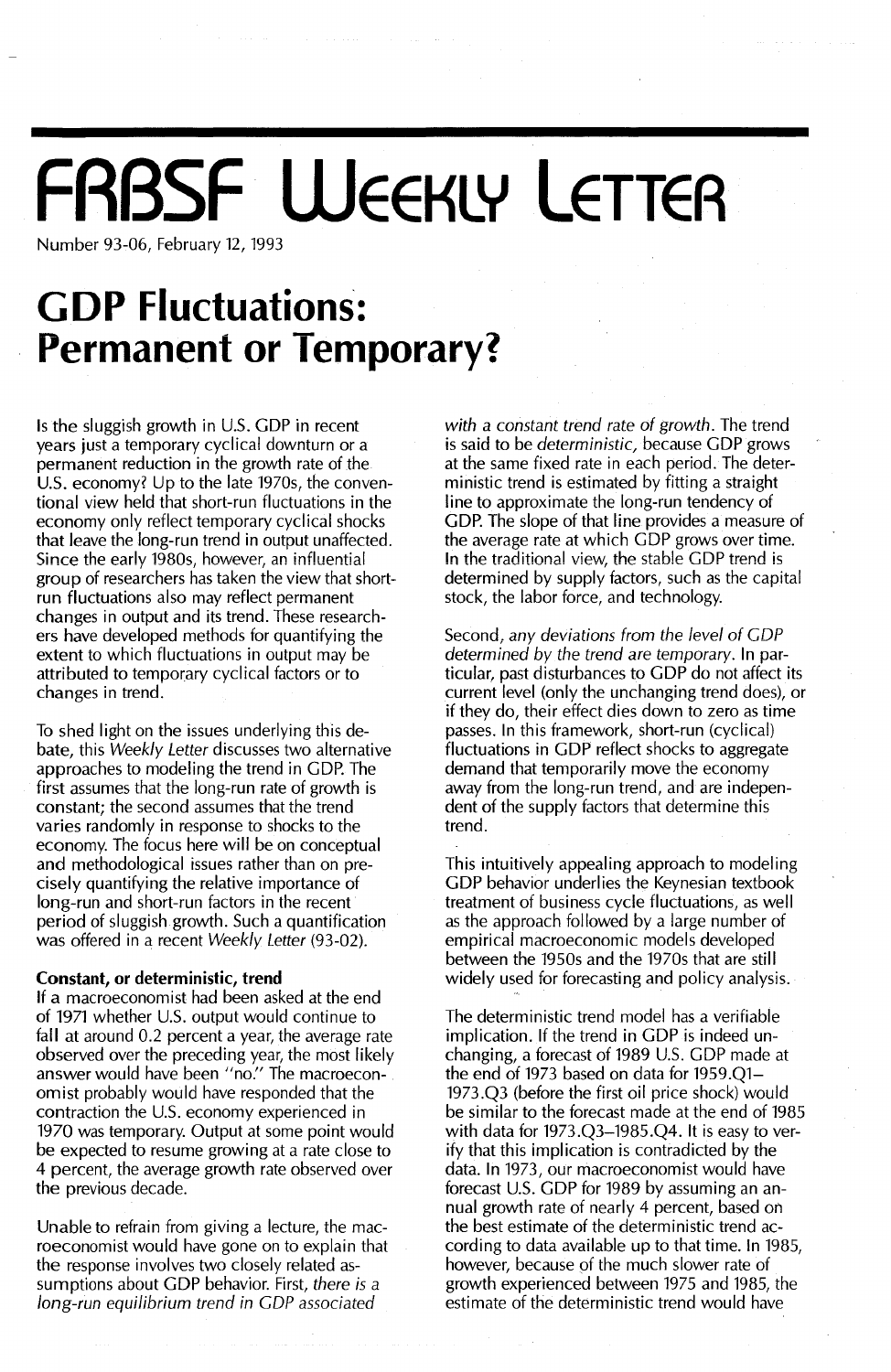# FRBSF Weekly Letter

Number 93-06, February 12, 1993

# GDP Fluctuations: Permanent or Temporary?

Is the sluggish growth in U.S. GDP in recent years just a temporary cyclical downturn or a permanent reduction in the growth rate of the U.S. economy? Up to the late 1970s, the conventional view held that short-run fluctuations in the economy only reflect temporary cyclical shocks that leave the long-run trend in output unaffected. Since the early 1980s, however, an influential group of researchers has taken the view that short-run fluctuations also may reflect permanent changes in output and its trend. These researchers have developed methods for quantifying the extent to which fluctuations in output may be attributed to temporary cyclical factors or to changes in trend.

To shed light on the issues underlying this debate, this *Weekly Letter* discusses two alternative approaches to modeling the trend in GDP. The first assumes that the long-run rate of growth is constant; the second assumes that the trend varies randomly in response to shocks to the economy. The focus here will be on conceptual and methodological issues rather than on precisely quantifying the relative importance of long-run and short-run factors in the recent period of sluggish growth. Such a quantification was offered in a recent *Weekly Letter* (93-02).

**Constant, or deterministic, trend**

If a macroeconomist had been asked at the end of 1971 whether U.S. output would continue to fall at around 0.2 percent a year, the average rate observed over the preceding year, the most likely answer would have been "no." The macroeconomist probably would have responded that the contraction the U.S. economy experienced in 1970 was temporary. Output at some point would be expected to resume growing at a rate close to 4 percent, the average growth rate observed over the previous decade.

Unable to refrain from giving a lecture, the macroeconomist would have gone on to explain that the response involves two closely related assumptions about GDP behavior. First, *there is a long-run equilibrium trend in GDP associated with a constant trend rate of growth*. The trend is said to be *deterministic*, because GDP grows at the same fixed rate in each period. The deterministic trend is estimated by fitting a straight line to approximate the long-run tendency of GDP. The slope of that line provides a measure of the average rate at which GDP grows over time. In the traditional view, the stable GDP trend is determined by supply factors, such as the capital stock, the labor force, and technology.

Second, *any deviations from the level of GDP determined by the trend are temporary*. In particular, past disturbances to GDP do not affect its current level (only the unchanging trend does), or if they do, their effect dies down to zero as time passes. In this framework, short-run (cyclical) fluctuations in GDP reflect shocks to aggregate demand that temporarily move the economy away from the long-run trend, and are independent of the supply factors that determine this trend.

This intuitively appealing approach to modeling GDP behavior underlies the Keynesian textbook treatment of business cycle fluctuations, as well as the approach followed by a large number of empirical macroeconomic models developed between the 1950s and the 1970s that are still widely used for forecasting and policy analysis.

The deterministic trend model has a verifiable implication. If the trend in GDP is indeed unchanging, a forecast of 1989 U.S. GDP made at the end of 1973 based on data for 1959.Q1–1973.Q3 (before the first oil price shock) would be similar to the forecast made at the end of 1985 with data for 1973.Q3–1985.Q4. It is easy to verify that this implication is contradicted by the data. In 1973, our macroeconomist would have forecast U.S. GDP for 1989 by assuming an annual growth rate of nearly 4 percent, based on the best estimate of the deterministic trend according to data available up to that time. In 1985, however, because of the much slower rate of growth experienced between 1975 and 1985, the estimate of the deterministic trend would have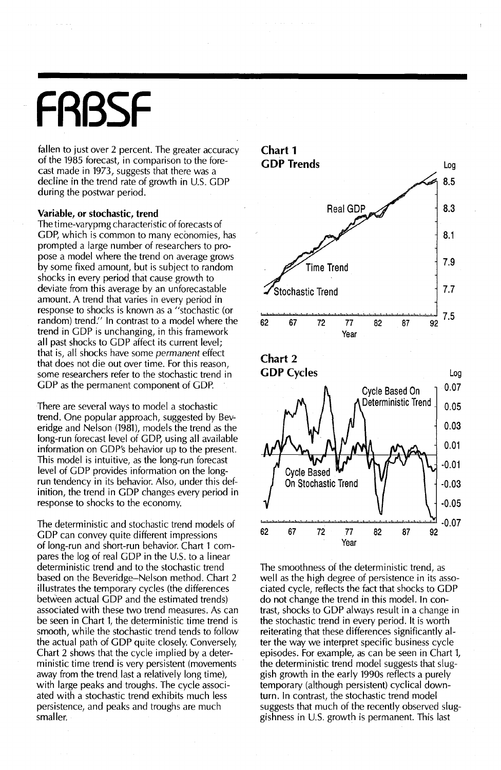fallen to just over 2 percent. The greater accuracy of the 1985 forecast, in comparison to the forecast made in 1973, suggests that there was a decline in the trend rate of growth in U.S. GDP during the postwar period.

**Variable, or stochastic, trend**

The time-varypmg characteristic of forecasts of GDP, which is common to many economies, has prompted a large number of researchers to propose a model where the trend on average grows by some fixed amount, but is subject to random shocks in every period that cause growth to deviate from this average by an unforecastable amount. A trend that varies in every period in response to shocks is known as a "stochastic (or random) trend." In contrast to a model where the trend in GDP is unchanging, in this framework all past shocks to GDP affect its current level; that is, all shocks have some *permanent* effect that does not die out over time. For this reason, some researchers refer to the stochastic trend in GDP as the permanent component of GDP.

There are several ways to model a stochastic trend. One popular approach, suggested by Beveridge and Nelson (1981), models the trend as the long-run forecast level of GDP, using all available information on GDP's behavior up to the present. This model is intuitive, as the long-run forecast level of GDP provides information on the long-run tendency in its behavior. Also, under this definition, the trend in GDP changes every period in response to shocks to the economy.

The deterministic and stochastic trend models of GDP can convey quite different impressions of long-run and short-run behavior. Chart 1 compares the log of real GDP in the U.S. to a linear deterministic trend and to the stochastic trend based on the Beveridge–Nelson method. Chart 2 illustrates the temporary cycles (the differences between actual GDP and the estimated trends) associated with these two trend measures. As can be seen in Chart 1, the deterministic time trend is smooth, while the stochastic trend tends to follow the actual path of GDP quite closely. Conversely, Chart 2 shows that the cycle implied by a deterministic time trend is very persistent (movements away from the trend last a relatively long time), with large peaks and troughs. The cycle associated with a stochastic trend exhibits much less persistence, and peaks and troughs are much smaller.

**Chart 1**
**GDP Trends**

**Chart 2**
**GDP Cycles**

The smoothness of the deterministic trend, as well as the high degree of persistence in its associated cycle, reflects the fact that shocks to GDP do not change the trend in this model. In contrast, shocks to GDP always result in a change in the stochastic trend in every period. It is worth reiterating that these differences significantly alter the way we interpret specific business cycle episodes. For example, as can be seen in Chart 1, the deterministic trend model suggests that sluggish growth in the early 1990s reflects a purely temporary (although persistent) cyclical downturn. In contrast, the stochastic trend model suggests that much of the recently observed sluggishness in U.S. growth is permanent. This last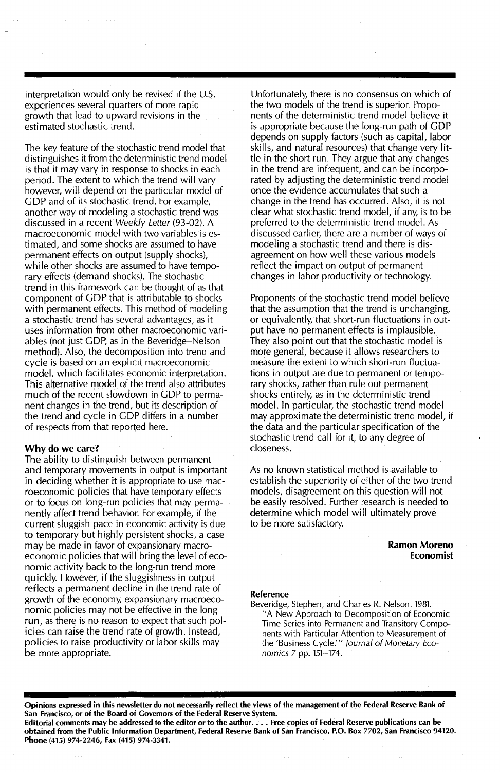interpretation would only be revised if the U.S. experiences several quarters of more rapid growth that lead to upward revisions in the estimated stochastic trend.

The key feature of the stochastic trend model that distinguishes it from the deterministic trend model is that it may vary in response to shocks in each period. The extent to which the trend will vary however, will depend on the particular model of GDP and of its stochastic trend. For example, another way of modeling a stochastic trend was discussed in a recent *Weekly Letter* (93-02). A macroeconomic model with two variables is estimated, and some shocks are assumed to have permanent effects on output (supply shocks), while other shocks are assumed to have temporary effects (demand shocks). The stochastic trend in this framework can be thought of as that component of GDP that is attributable to shocks with permanent effects. This method of modeling a stochastic trend has several advantages, as it uses information from other macroeconomic variables (not just GDP, as in the Beveridge–Nelson method). Also, the decomposition into trend and cycle is based on an explicit macroeconomic model, which facilitates economic interpretation. This alternative model of the trend also attributes much of the recent slowdown in GDP to permanent changes in the trend, but its description of the trend and cycle in GDP differs in a number of respects from that reported here.

**Why do we care?**

The ability to distinguish between permanent and temporary movements in output is important in deciding whether it is appropriate to use macroeconomic policies that have temporary effects or to focus on long-run policies that may permanently affect trend behavior. For example, if the current sluggish pace in economic activity is due to temporary but highly persistent shocks, a case may be made in favor of expansionary macroeconomic policies that will bring the level of economic activity back to the long-run trend more quickly. However, if the sluggishness in output reflects a permanent decline in the trend rate of growth of the economy, expansionary macroeconomic policies may not be effective in the long run, as there is no reason to expect that such policies can raise the trend rate of growth. Instead, policies to raise productivity or labor skills may be more appropriate.

Unfortunately, there is no consensus on which of the two models of the trend is superior. Proponents of the deterministic trend model believe it is appropriate because the long-run path of GDP depends on supply factors (such as capital, labor skills, and natural resources) that change very little in the short run. They argue that any changes in the trend are infrequent, and can be incorporated by adjusting the deterministic trend model once the evidence accumulates that such a change in the trend has occurred. Also, it is not clear what stochastic trend model, if any, is to be preferred to the deterministic trend model. As discussed earlier, there are a number of ways of modeling a stochastic trend and there is disagreement on how well these various models reflect the impact on output of permanent changes in labor productivity or technology.

Proponents of the stochastic trend model believe that the assumption that the trend is unchanging, or equivalently, that short-run fluctuations in output have no permanent effects is implausible. They also point out that the stochastic model is more general, because it allows researchers to measure the extent to which short-run fluctuations in output are due to permanent or temporary shocks, rather than rule out permanent shocks entirely, as in the deterministic trend model. In particular, the stochastic trend model may approximate the deterministic trend model, if the data and the particular specification of the stochastic trend call for it, to any degree of closeness.

As no known statistical method is available to establish the superiority of either of the two trend models, disagreement on this question will not be easily resolved. Further research is needed to determine which model will ultimately prove to be more satisfactory.

**Ramon Moreno**
**Economist**

**Reference**

Beveridge, Stephen, and Charles R. Nelson. 1981. "A New Approach to Decomposition of Economic Time Series into Permanent and Transitory Components with Particular Attention to Measurement of the 'Business Cycle.'" *Journal of Monetary Economics* 7 pp. 151–174.

**Opinions expressed in this newsletter do not necessarily reflect the views of the management of the Federal Reserve Bank of San Francisco, or of the Board of Governors of the Federal Reserve System.**

**Editorial comments may be addressed to the editor or to the author. . . . Free copies of Federal Reserve publications can be obtained from the Public Information Department, Federal Reserve Bank of San Francisco, P.O. Box 7702, San Francisco 94120. Phone (415) 974-2246, Fax (415) 974-3341.**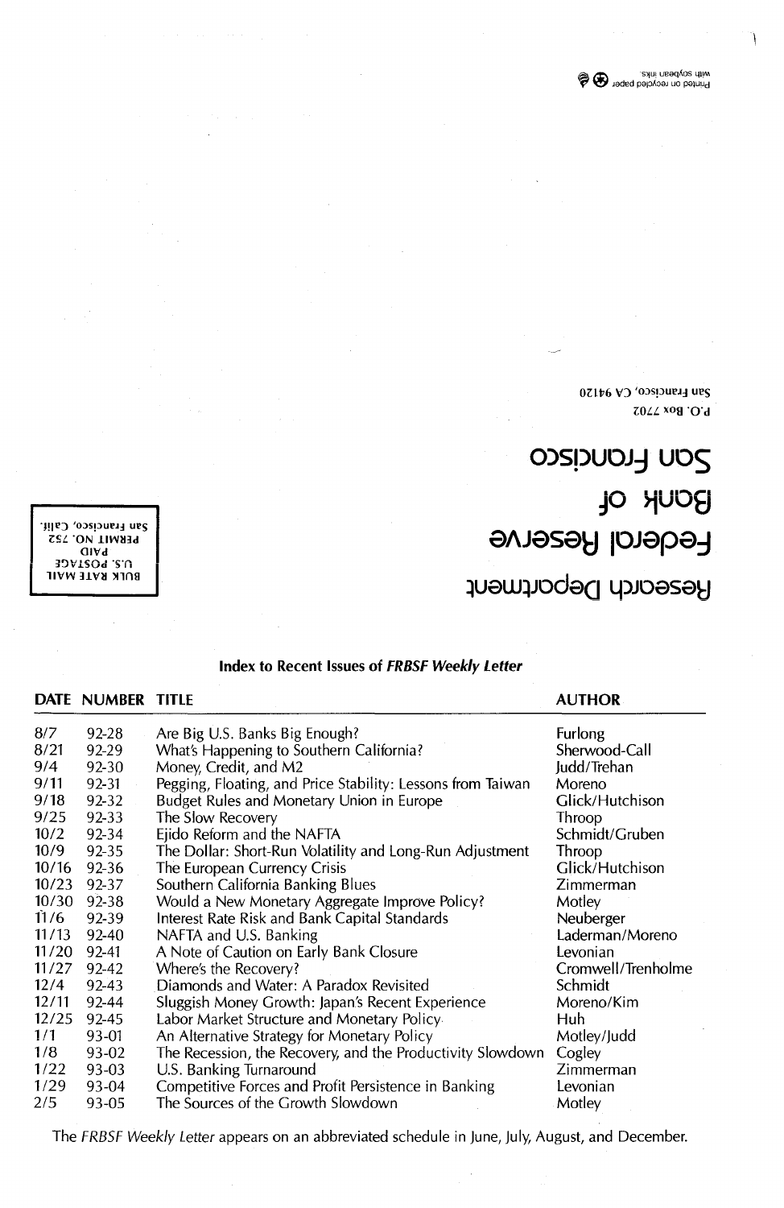Printed on recycled paper with soybean inks.

Research Department

Federal Reserve

Bank of

San Francisco

P.O. Box 7702

San Francisco, CA 94120

BULK RATE MAIL
U.S. POSTAGE
PAID
PERMIT NO. 752
San Francisco, Calif.

## Index to Recent Issues of *FRBSF Weekly Letter*

| DATE | NUMBER | TITLE | AUTHOR |
|---|---|---|---|
| 8/7 | 92-28 | Are Big U.S. Banks Big Enough? | Furlong |
| 8/21 | 92-29 | What's Happening to Southern California? | Sherwood-Call |
| 9/4 | 92-30 | Money, Credit, and M2 | Judd/Trehan |
| 9/11 | 92-31 | Pegging, Floating, and Price Stability: Lessons from Taiwan | Moreno |
| 9/18 | 92-32 | Budget Rules and Monetary Union in Europe | Glick/Hutchison |
| 9/25 | 92-33 | The Slow Recovery | Throop |
| 10/2 | 92-34 | Ejido Reform and the NAFTA | Schmidt/Gruben |
| 10/9 | 92-35 | The Dollar: Short-Run Volatility and Long-Run Adjustment | Throop |
| 10/16 | 92-36 | The European Currency Crisis | Glick/Hutchison |
| 10/23 | 92-37 | Southern California Banking Blues | Zimmerman |
| 10/30 | 92-38 | Would a New Monetary Aggregate Improve Policy? | Motley |
| 11/6 | 92-39 | Interest Rate Risk and Bank Capital Standards | Neuberger |
| 11/13 | 92-40 | NAFTA and U.S. Banking | Laderman/Moreno |
| 11/20 | 92-41 | A Note of Caution on Early Bank Closure | Levonian |
| 11/27 | 92-42 | Where's the Recovery? | Cromwell/Trenholme |
| 12/4 | 92-43 | Diamonds and Water: A Paradox Revisited | Schmidt |
| 12/11 | 92-44 | Sluggish Money Growth: Japan's Recent Experience | Moreno/Kim |
| 12/25 | 92-45 | Labor Market Structure and Monetary Policy | Huh |
| 1/1 | 93-01 | An Alternative Strategy for Monetary Policy | Motley/Judd |
| 1/8 | 93-02 | The Recession, the Recovery, and the Productivity Slowdown | Cogley |
| 1/22 | 93-03 | U.S. Banking Turnaround | Zimmerman |
| 1/29 | 93-04 | Competitive Forces and Profit Persistence in Banking | Levonian |
| 2/5 | 93-05 | The Sources of the Growth Slowdown | Motley |

The *FRBSF Weekly Letter* appears on an abbreviated schedule in June, July, August, and December.